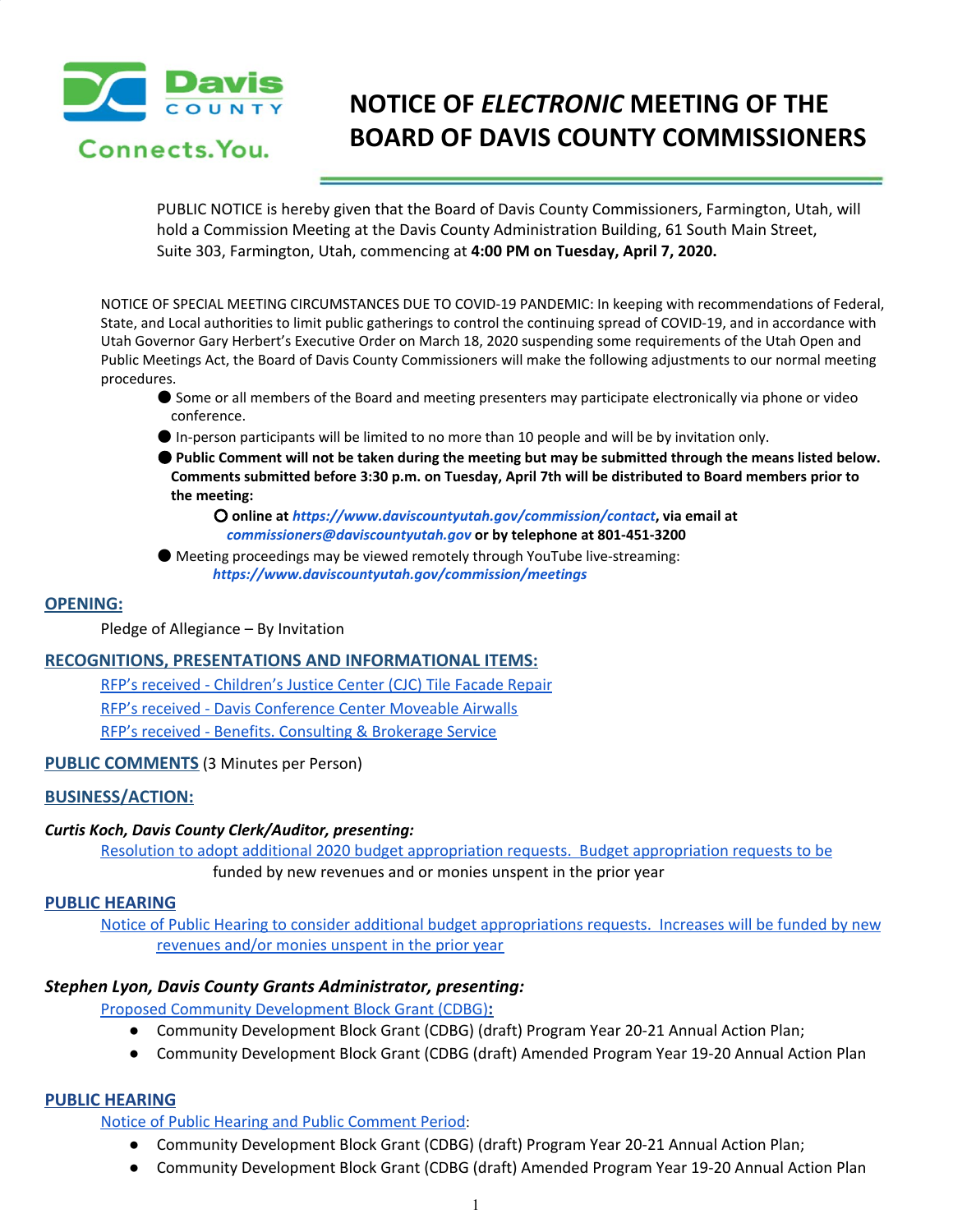# NOTICE OF *ELECTRONIC* MEETING OF THE BOARD OF DAVIS COUNTY COMMISSIONERS

PUBLIC NOTICE is hereby given that the Board of Davis County Commissioners, Farmington, Utah, will hold a Commission Meeting at the Davis County Administration Building, 61 South Main Street, Suite 303, Farmington, Utah, commencing at **4:00 PM on Tuesday, April 7, 2020.**

NOTICE OF SPECIAL MEETING CIRCUMSTANCES DUE TO COVID-19 PANDEMIC: In keeping with recommendations of Federal, State, and Local authorities to limit public gatherings to control the continuing spread of COVID-19, and in accordance with Utah Governor Gary Herbert's Executive Order on March 18, 2020 suspending some requirements of the Utah Open and Public Meetings Act, the Board of Davis County Commissioners will make the following adjustments to our normal meeting procedures.

- Some or all members of the Board and meeting presenters may participate electronically via phone or video conference.
- In-person participants will be limited to no more than 10 people and will be by invitation only.
- **Public Comment will not be taken during the meeting but may be submitted through the means listed below. Comments submitted before 3:30 p.m. on Tuesday, April 7th will be distributed to Board members prior to the meeting:**
  - **online at *https://www.daviscountyutah.gov/commission/contact*, via email at *commissioners@daviscountyutah.gov* or by telephone at 801-451-3200**
- Meeting proceedings may be viewed remotely through YouTube live-streaming: ***https://www.daviscountyutah.gov/commission/meetings***

## OPENING:

Pledge of Allegiance – By Invitation

## RECOGNITIONS, PRESENTATIONS AND INFORMATIONAL ITEMS:

RFP's received - Children's Justice Center (CJC) Tile Facade Repair

RFP's received - Davis Conference Center Moveable Airwalls

RFP's received - Benefits. Consulting & Brokerage Service

## PUBLIC COMMENTS (3 Minutes per Person)

## BUSINESS/ACTION:

***Curtis Koch, Davis County Clerk/Auditor, presenting:***

Resolution to adopt additional 2020 budget appropriation requests. Budget appropriation requests to be funded by new revenues and or monies unspent in the prior year

## PUBLIC HEARING

Notice of Public Hearing to consider additional budget appropriations requests. Increases will be funded by new revenues and/or monies unspent in the prior year

***Stephen Lyon, Davis County Grants Administrator, presenting:***

Proposed Community Development Block Grant (CDBG)**:**

- Community Development Block Grant (CDBG) (draft) Program Year 20-21 Annual Action Plan;
- Community Development Block Grant (CDBG (draft) Amended Program Year 19-20 Annual Action Plan

## PUBLIC HEARING

Notice of Public Hearing and Public Comment Period:

- Community Development Block Grant (CDBG) (draft) Program Year 20-21 Annual Action Plan;
- Community Development Block Grant (CDBG (draft) Amended Program Year 19-20 Annual Action Plan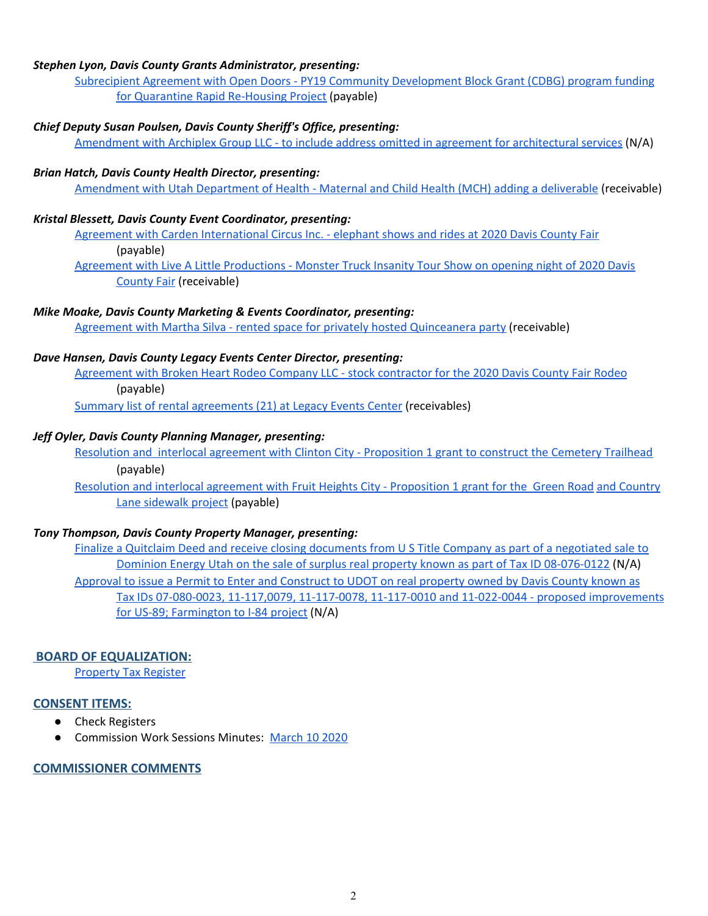***Stephen Lyon, Davis County Grants Administrator, presenting:***

Subrecipient Agreement with Open Doors - PY19 Community Development Block Grant (CDBG) program funding for Quarantine Rapid Re-Housing Project (payable)

***Chief Deputy Susan Poulsen, Davis County Sheriff's Office, presenting:***

Amendment with Archiplex Group LLC - to include address omitted in agreement for architectural services (N/A)

***Brian Hatch, Davis County Health Director, presenting:***

Amendment with Utah Department of Health - Maternal and Child Health (MCH) adding a deliverable (receivable)

***Kristal Blessett, Davis County Event Coordinator, presenting:***

Agreement with Carden International Circus Inc. - elephant shows and rides at 2020 Davis County Fair (payable)

Agreement with Live A Little Productions - Monster Truck Insanity Tour Show on opening night of 2020 Davis County Fair (receivable)

***Mike Moake, Davis County Marketing & Events Coordinator, presenting:***

Agreement with Martha Silva - rented space for privately hosted Quinceanera party (receivable)

***Dave Hansen, Davis County Legacy Events Center Director, presenting:***

Agreement with Broken Heart Rodeo Company LLC - stock contractor for the 2020 Davis County Fair Rodeo (payable)

Summary list of rental agreements (21) at Legacy Events Center (receivables)

***Jeff Oyler, Davis County Planning Manager, presenting:***

Resolution and interlocal agreement with Clinton City - Proposition 1 grant to construct the Cemetery Trailhead (payable)

Resolution and interlocal agreement with Fruit Heights City - Proposition 1 grant for the Green Road and Country Lane sidewalk project (payable)

***Tony Thompson, Davis County Property Manager, presenting:***

Finalize a Quitclaim Deed and receive closing documents from U S Title Company as part of a negotiated sale to Dominion Energy Utah on the sale of surplus real property known as part of Tax ID 08-076-0122 (N/A)

Approval to issue a Permit to Enter and Construct to UDOT on real property owned by Davis County known as Tax IDs 07-080-0023, 11-117,0079, 11-117-0078, 11-117-0010 and 11-022-0044 - proposed improvements for US-89; Farmington to I-84 project (N/A)

## BOARD OF EQUALIZATION:

Property Tax Register

## CONSENT ITEMS:

- Check Registers
- Commission Work Sessions Minutes: March 10 2020

## COMMISSIONER COMMENTS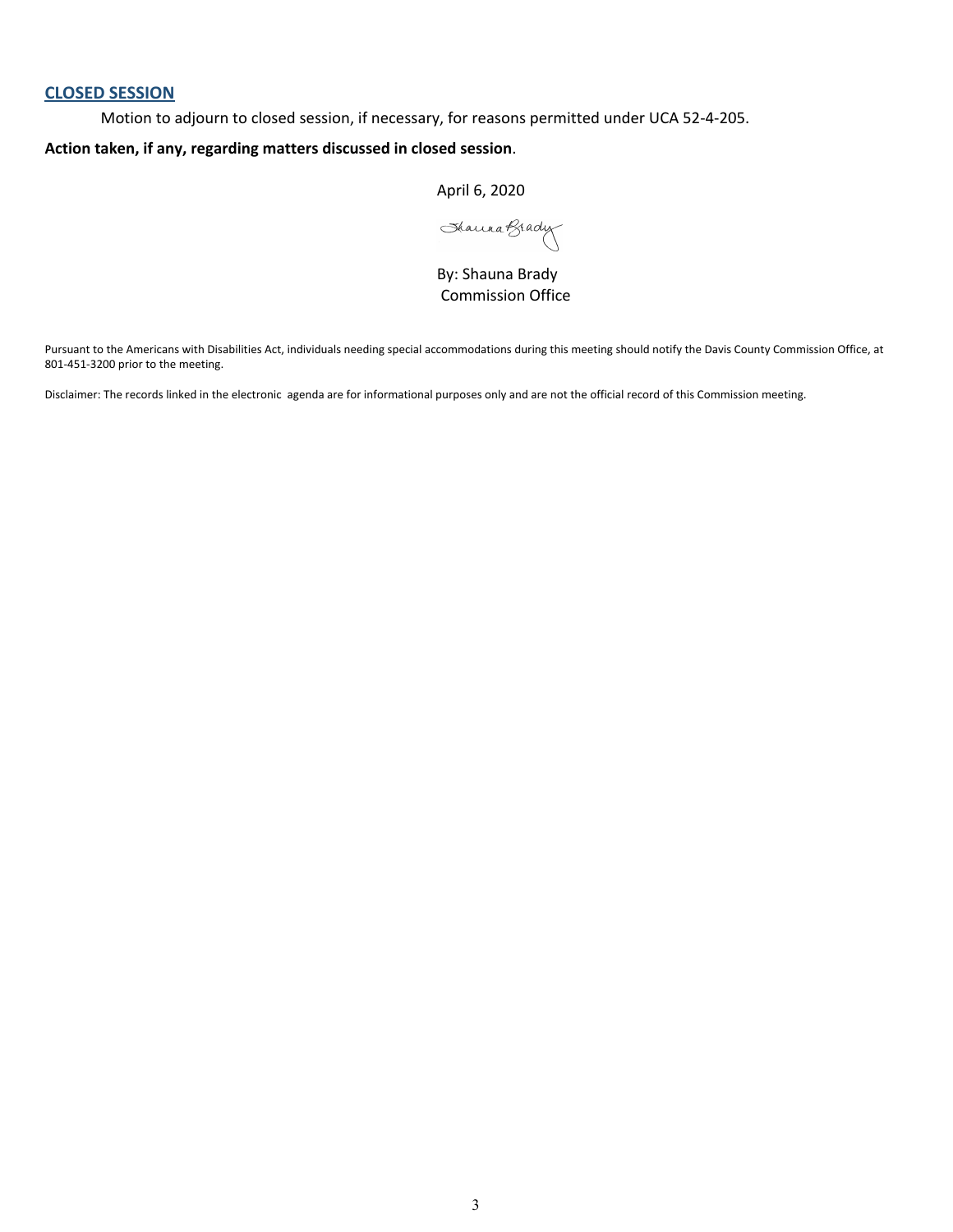## CLOSED SESSION

Motion to adjourn to closed session, if necessary, for reasons permitted under UCA 52-4-205.

**Action taken, if any, regarding matters discussed in closed session**.

April 6, 2020

Shauna Brady

By: Shauna Brady
Commission Office

Pursuant to the Americans with Disabilities Act, individuals needing special accommodations during this meeting should notify the Davis County Commission Office, at 801-451-3200 prior to the meeting.

Disclaimer: The records linked in the electronic agenda are for informational purposes only and are not the official record of this Commission meeting.